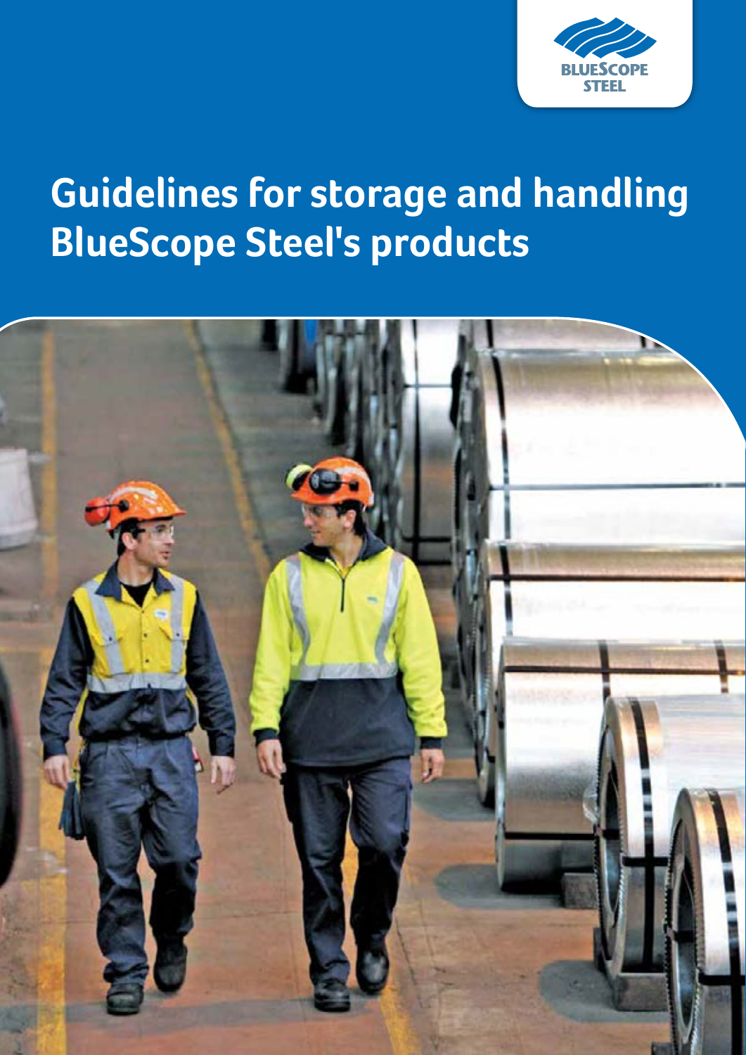BLUESCOPE STEEL

# Guidelines for storage and handling BlueScope Steel's products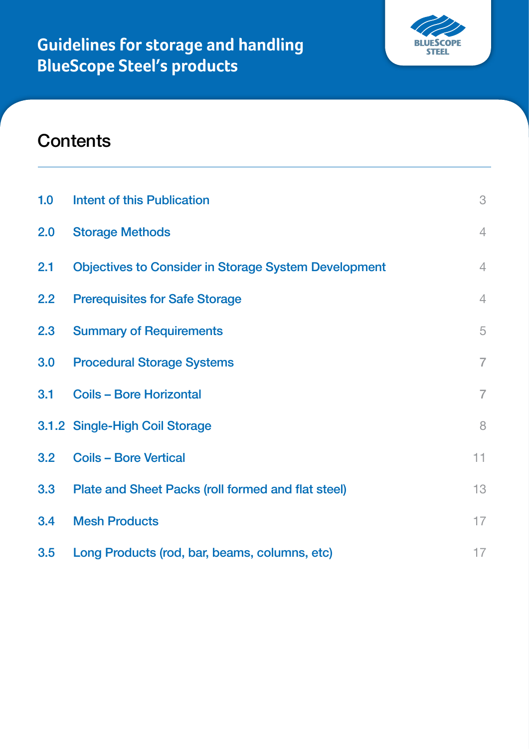# Guidelines for storage and handling BlueScope Steel's products

BLUESCOPE STEEL

## Contents

| | | |
|---|---|---|
| 1.0 | Intent of this Publication | 3 |
| 2.0 | Storage Methods | 4 |
| 2.1 | Objectives to Consider in Storage System Development | 4 |
| 2.2 | Prerequisites for Safe Storage | 4 |
| 2.3 | Summary of Requirements | 5 |
| 3.0 | Procedural Storage Systems | 7 |
| 3.1 | Coils – Bore Horizontal | 7 |
| 3.1.2 | Single-High Coil Storage | 8 |
| 3.2 | Coils – Bore Vertical | 11 |
| 3.3 | Plate and Sheet Packs (roll formed and flat steel) | 13 |
| 3.4 | Mesh Products | 17 |
| 3.5 | Long Products (rod, bar, beams, columns, etc) | 17 |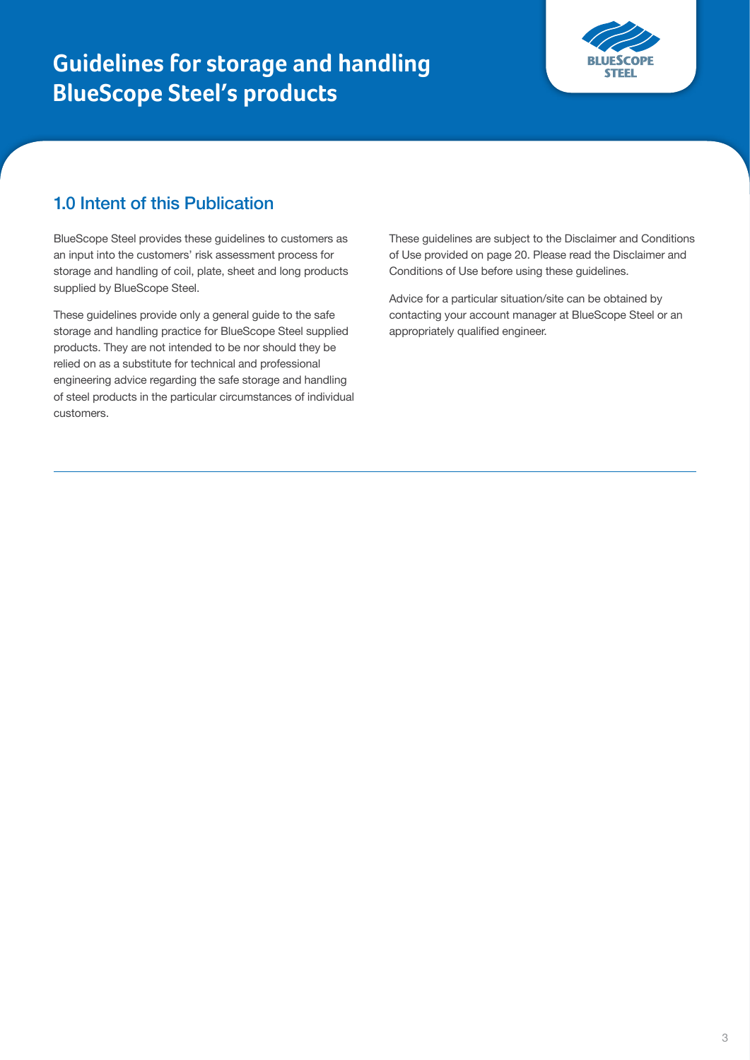# Guidelines for storage and handling BlueScope Steel's products

## 1.0 Intent of this Publication

BlueScope Steel provides these guidelines to customers as an input into the customers' risk assessment process for storage and handling of coil, plate, sheet and long products supplied by BlueScope Steel.

These guidelines provide only a general guide to the safe storage and handling practice for BlueScope Steel supplied products. They are not intended to be nor should they be relied on as a substitute for technical and professional engineering advice regarding the safe storage and handling of steel products in the particular circumstances of individual customers.

These guidelines are subject to the Disclaimer and Conditions of Use provided on page 20. Please read the Disclaimer and Conditions of Use before using these guidelines.

Advice for a particular situation/site can be obtained by contacting your account manager at BlueScope Steel or an appropriately qualified engineer.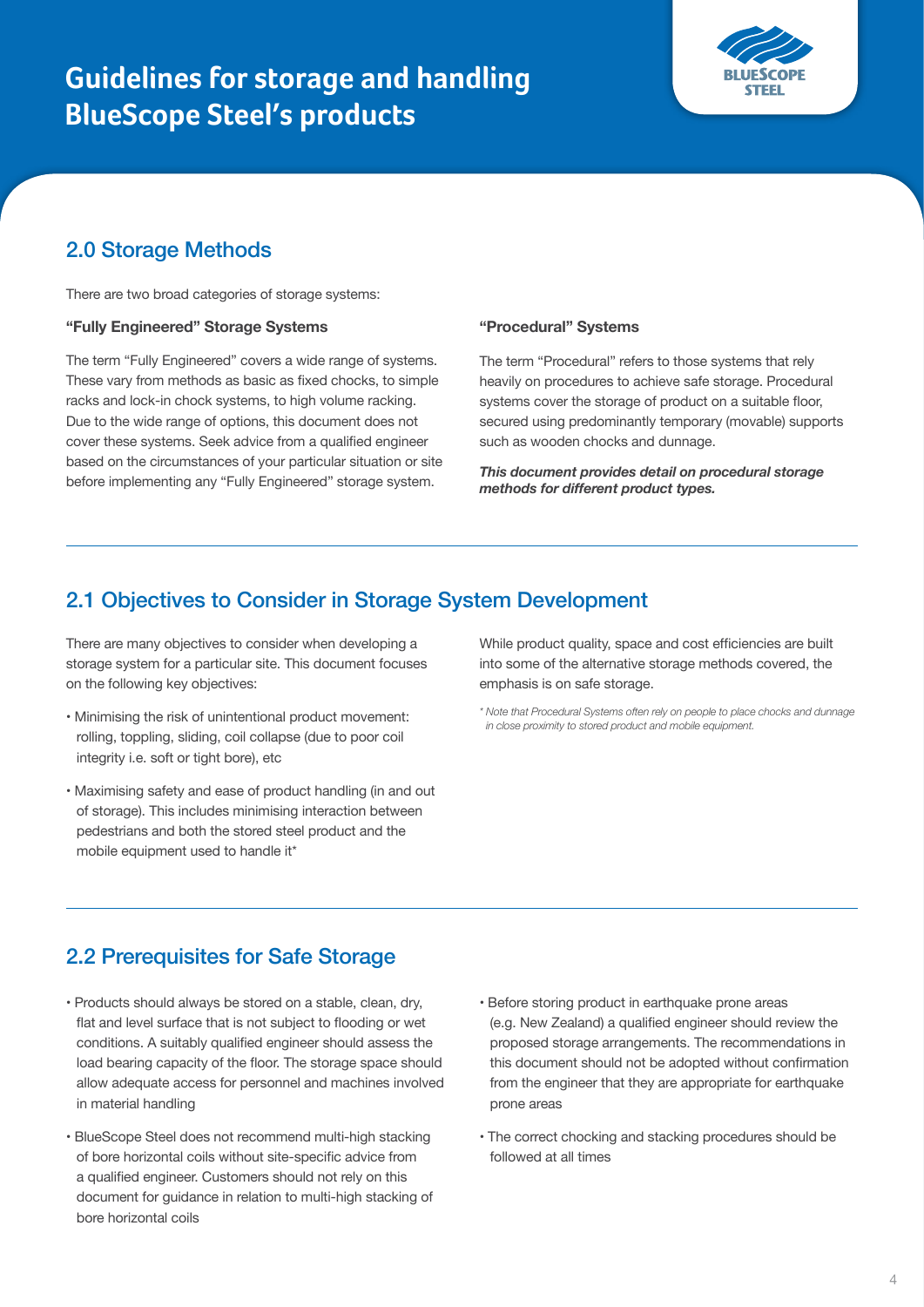# Guidelines for storage and handling BlueScope Steel's products

## 2.0 Storage Methods

There are two broad categories of storage systems:

**"Fully Engineered" Storage Systems**

The term "Fully Engineered" covers a wide range of systems. These vary from methods as basic as fixed chocks, to simple racks and lock-in chock systems, to high volume racking. Due to the wide range of options, this document does not cover these systems. Seek advice from a qualified engineer based on the circumstances of your particular situation or site before implementing any "Fully Engineered" storage system.

**"Procedural" Systems**

The term "Procedural" refers to those systems that rely heavily on procedures to achieve safe storage. Procedural systems cover the storage of product on a suitable floor, secured using predominantly temporary (movable) supports such as wooden chocks and dunnage.

***This document provides detail on procedural storage methods for different product types.***

## 2.1 Objectives to Consider in Storage System Development

There are many objectives to consider when developing a storage system for a particular site. This document focuses on the following key objectives:

- Minimising the risk of unintentional product movement: rolling, toppling, sliding, coil collapse (due to poor coil integrity i.e. soft or tight bore), etc
- Maximising safety and ease of product handling (in and out of storage). This includes minimising interaction between pedestrians and both the stored steel product and the mobile equipment used to handle it*

While product quality, space and cost efficiencies are built into some of the alternative storage methods covered, the emphasis is on safe storage.

*\* Note that Procedural Systems often rely on people to place chocks and dunnage in close proximity to stored product and mobile equipment.*

## 2.2 Prerequisites for Safe Storage

- Products should always be stored on a stable, clean, dry, flat and level surface that is not subject to flooding or wet conditions. A suitably qualified engineer should assess the load bearing capacity of the floor. The storage space should allow adequate access for personnel and machines involved in material handling
- BlueScope Steel does not recommend multi-high stacking of bore horizontal coils without site-specific advice from a qualified engineer. Customers should not rely on this document for guidance in relation to multi-high stacking of bore horizontal coils
- Before storing product in earthquake prone areas (e.g. New Zealand) a qualified engineer should review the proposed storage arrangements. The recommendations in this document should not be adopted without confirmation from the engineer that they are appropriate for earthquake prone areas
- The correct chocking and stacking procedures should be followed at all times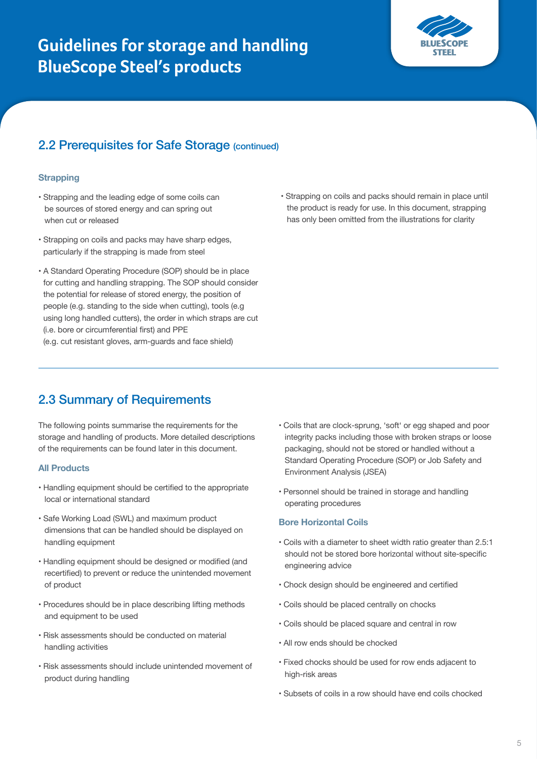## 2.2 Prerequisites for Safe Storage (continued)

### Strapping

- Strapping and the leading edge of some coils can be sources of stored energy and can spring out when cut or released
- Strapping on coils and packs may have sharp edges, particularly if the strapping is made from steel
- A Standard Operating Procedure (SOP) should be in place for cutting and handling strapping. The SOP should consider the potential for release of stored energy, the position of people (e.g. standing to the side when cutting), tools (e.g using long handled cutters), the order in which straps are cut (i.e. bore or circumferential first) and PPE (e.g. cut resistant gloves, arm-guards and face shield)
- Strapping on coils and packs should remain in place until the product is ready for use. In this document, strapping has only been omitted from the illustrations for clarity

---

## 2.3 Summary of Requirements

The following points summarise the requirements for the storage and handling of products. More detailed descriptions of the requirements can be found later in this document.

### All Products

- Handling equipment should be certified to the appropriate local or international standard
- Safe Working Load (SWL) and maximum product dimensions that can be handled should be displayed on handling equipment
- Handling equipment should be designed or modified (and recertified) to prevent or reduce the unintended movement of product
- Procedures should be in place describing lifting methods and equipment to be used
- Risk assessments should be conducted on material handling activities
- Risk assessments should include unintended movement of product during handling
- Coils that are clock-sprung, 'soft' or egg shaped and poor integrity packs including those with broken straps or loose packaging, should not be stored or handled without a Standard Operating Procedure (SOP) or Job Safety and Environment Analysis (JSEA)
- Personnel should be trained in storage and handling operating procedures

### Bore Horizontal Coils

- Coils with a diameter to sheet width ratio greater than 2.5:1 should not be stored bore horizontal without site-specific engineering advice
- Chock design should be engineered and certified
- Coils should be placed centrally on chocks
- Coils should be placed square and central in row
- All row ends should be chocked
- Fixed chocks should be used for row ends adjacent to high-risk areas
- Subsets of coils in a row should have end coils chocked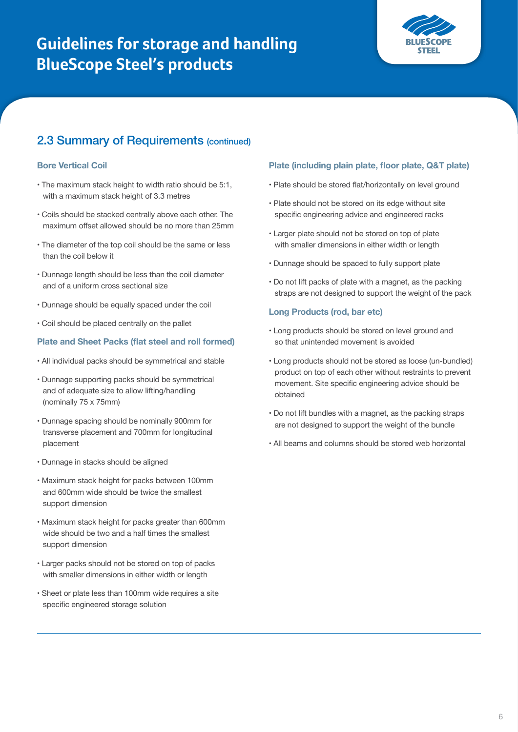# Guidelines for storage and handling BlueScope Steel's products

## 2.3 Summary of Requirements (continued)

### Bore Vertical Coil

- The maximum stack height to width ratio should be 5:1, with a maximum stack height of 3.3 metres
- Coils should be stacked centrally above each other. The maximum offset allowed should be no more than 25mm
- The diameter of the top coil should be the same or less than the coil below it
- Dunnage length should be less than the coil diameter and of a uniform cross sectional size
- Dunnage should be equally spaced under the coil
- Coil should be placed centrally on the pallet

### Plate and Sheet Packs (flat steel and roll formed)

- All individual packs should be symmetrical and stable
- Dunnage supporting packs should be symmetrical and of adequate size to allow lifting/handling (nominally 75 x 75mm)
- Dunnage spacing should be nominally 900mm for transverse placement and 700mm for longitudinal placement
- Dunnage in stacks should be aligned
- Maximum stack height for packs between 100mm and 600mm wide should be twice the smallest support dimension
- Maximum stack height for packs greater than 600mm wide should be two and a half times the smallest support dimension
- Larger packs should not be stored on top of packs with smaller dimensions in either width or length
- Sheet or plate less than 100mm wide requires a site specific engineered storage solution

### Plate (including plain plate, floor plate, Q&T plate)

- Plate should be stored flat/horizontally on level ground
- Plate should not be stored on its edge without site specific engineering advice and engineered racks
- Larger plate should not be stored on top of plate with smaller dimensions in either width or length
- Dunnage should be spaced to fully support plate
- Do not lift packs of plate with a magnet, as the packing straps are not designed to support the weight of the pack

### Long Products (rod, bar etc)

- Long products should be stored on level ground and so that unintended movement is avoided
- Long products should not be stored as loose (un-bundled) product on top of each other without restraints to prevent movement. Site specific engineering advice should be obtained
- Do not lift bundles with a magnet, as the packing straps are not designed to support the weight of the bundle
- All beams and columns should be stored web horizontal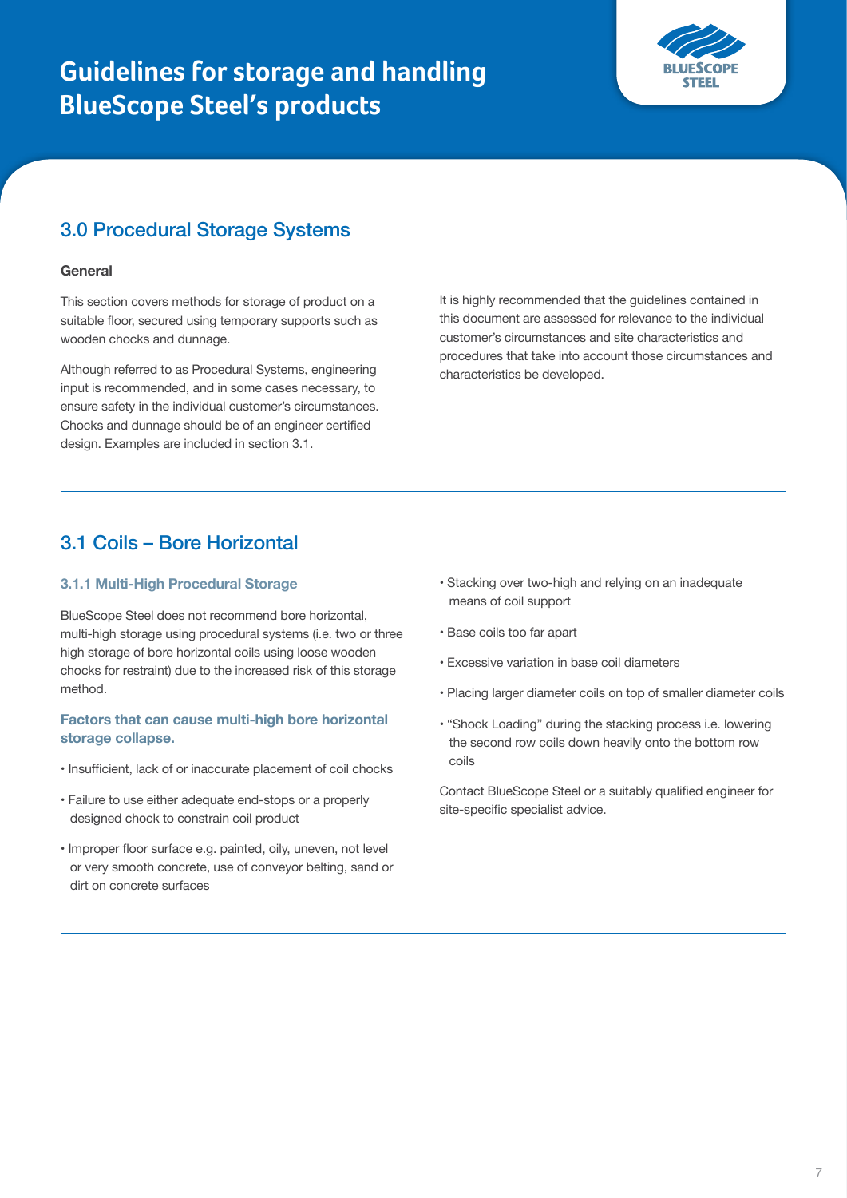## 3.0 Procedural Storage Systems

**General**

This section covers methods for storage of product on a suitable floor, secured using temporary supports such as wooden chocks and dunnage.

Although referred to as Procedural Systems, engineering input is recommended, and in some cases necessary, to ensure safety in the individual customer's circumstances. Chocks and dunnage should be of an engineer certified design. Examples are included in section 3.1.

It is highly recommended that the guidelines contained in this document are assessed for relevance to the individual customer's circumstances and site characteristics and procedures that take into account those circumstances and characteristics be developed.

## 3.1 Coils – Bore Horizontal

### 3.1.1 Multi-High Procedural Storage

BlueScope Steel does not recommend bore horizontal, multi-high storage using procedural systems (i.e. two or three high storage of bore horizontal coils using loose wooden chocks for restraint) due to the increased risk of this storage method.

**Factors that can cause multi-high bore horizontal storage collapse.**

- Insufficient, lack of or inaccurate placement of coil chocks
- Failure to use either adequate end-stops or a properly designed chock to constrain coil product
- Improper floor surface e.g. painted, oily, uneven, not level or very smooth concrete, use of conveyor belting, sand or dirt on concrete surfaces
- Stacking over two-high and relying on an inadequate means of coil support
- Base coils too far apart
- Excessive variation in base coil diameters
- Placing larger diameter coils on top of smaller diameter coils
- "Shock Loading" during the stacking process i.e. lowering the second row coils down heavily onto the bottom row coils

Contact BlueScope Steel or a suitably qualified engineer for site-specific specialist advice.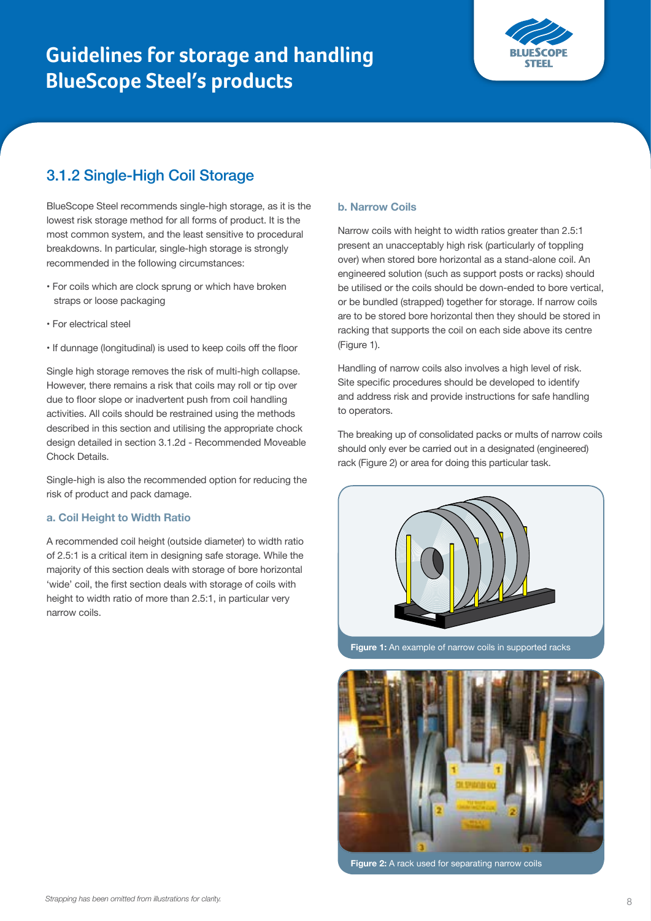## 3.1.2 Single-High Coil Storage

BlueScope Steel recommends single-high storage, as it is the lowest risk storage method for all forms of product. It is the most common system, and the least sensitive to procedural breakdowns. In particular, single-high storage is strongly recommended in the following circumstances:

- For coils which are clock sprung or which have broken straps or loose packaging
- For electrical steel
- If dunnage (longitudinal) is used to keep coils off the floor

Single high storage removes the risk of multi-high collapse. However, there remains a risk that coils may roll or tip over due to floor slope or inadvertent push from coil handling activities. All coils should be restrained using the methods described in this section and utilising the appropriate chock design detailed in section 3.1.2d - Recommended Moveable Chock Details.

Single-high is also the recommended option for reducing the risk of product and pack damage.

### a. Coil Height to Width Ratio

A recommended coil height (outside diameter) to width ratio of 2.5:1 is a critical item in designing safe storage. While the majority of this section deals with storage of bore horizontal 'wide' coil, the first section deals with storage of coils with height to width ratio of more than 2.5:1, in particular very narrow coils.

### b. Narrow Coils

Narrow coils with height to width ratios greater than 2.5:1 present an unacceptably high risk (particularly of toppling over) when stored bore horizontal as a stand-alone coil. An engineered solution (such as support posts or racks) should be utilised or the coils should be down-ended to bore vertical, or be bundled (strapped) together for storage. If narrow coils are to be stored bore horizontal then they should be stored in racking that supports the coil on each side above its centre (Figure 1).

Handling of narrow coils also involves a high level of risk. Site specific procedures should be developed to identify and address risk and provide instructions for safe handling to operators.

The breaking up of consolidated packs or mults of narrow coils should only ever be carried out in a designated (engineered) rack (Figure 2) or area for doing this particular task.

**Figure 1:** An example of narrow coils in supported racks

**Figure 2:** A rack used for separating narrow coils

*Strapping has been omitted from illustrations for clarity.*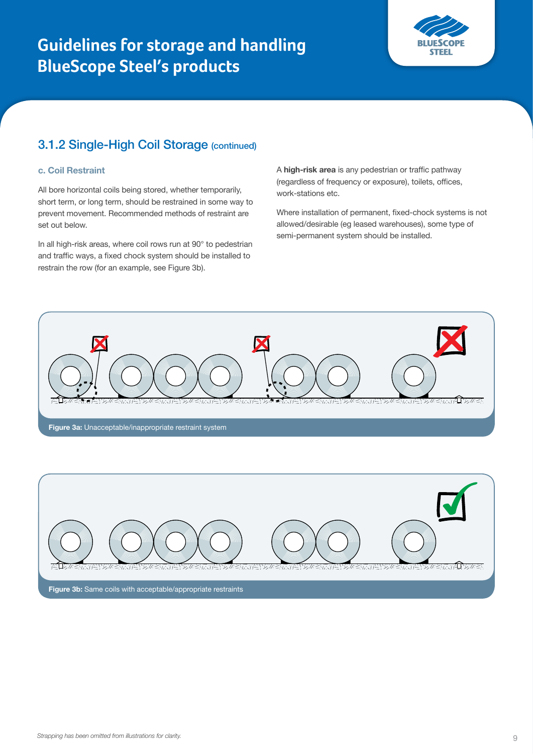## 3.1.2 Single-High Coil Storage (continued)

### c. Coil Restraint

All bore horizontal coils being stored, whether temporarily, short term, or long term, should be restrained in some way to prevent movement. Recommended methods of restraint are set out below.

In all high-risk areas, where coil rows run at 90° to pedestrian and traffic ways, a fixed chock system should be installed to restrain the row (for an example, see Figure 3b).

A **high-risk area** is any pedestrian or traffic pathway (regardless of frequency or exposure), toilets, offices, work-stations etc.

Where installation of permanent, fixed-chock systems is not allowed/desirable (eg leased warehouses), some type of semi-permanent system should be installed.

**Figure 3a:** Unacceptable/inappropriate restraint system

**Figure 3b:** Same coils with acceptable/appropriate restraints

*Strapping has been omitted from illustrations for clarity.*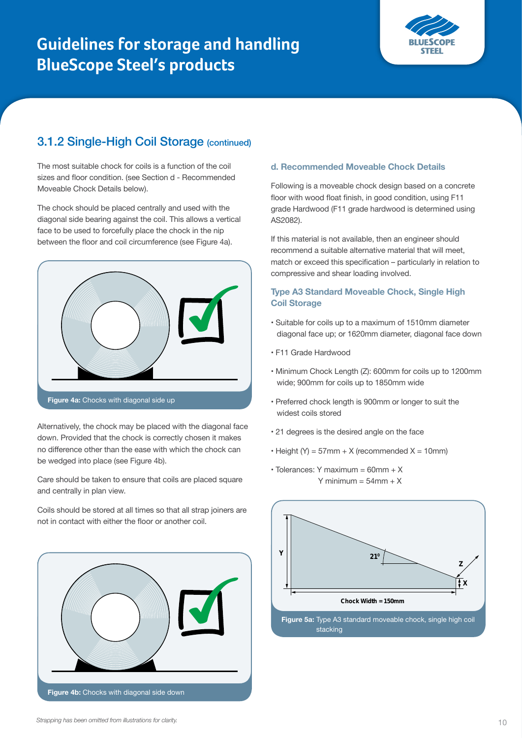## 3.1.2 Single-High Coil Storage (continued)

The most suitable chock for coils is a function of the coil sizes and floor condition. (see Section d - Recommended Moveable Chock Details below).

The chock should be placed centrally and used with the diagonal side bearing against the coil. This allows a vertical face to be used to forcefully place the chock in the nip between the floor and coil circumference (see Figure 4a).

**Figure 4a:** Chocks with diagonal side up

Alternatively, the chock may be placed with the diagonal face down. Provided that the chock is correctly chosen it makes no difference other than the ease with which the chock can be wedged into place (see Figure 4b).

Care should be taken to ensure that coils are placed square and centrally in plan view.

Coils should be stored at all times so that all strap joiners are not in contact with either the floor or another coil.

**Figure 4b:** Chocks with diagonal side down

### d. Recommended Moveable Chock Details

Following is a moveable chock design based on a concrete floor with wood float finish, in good condition, using F11 grade Hardwood (F11 grade hardwood is determined using AS2082).

If this material is not available, then an engineer should recommend a suitable alternative material that will meet, match or exceed this specification – particularly in relation to compressive and shear loading involved.

### Type A3 Standard Moveable Chock, Single High Coil Storage

- Suitable for coils up to a maximum of 1510mm diameter diagonal face up; or 1620mm diameter, diagonal face down
- F11 Grade Hardwood
- Minimum Chock Length (Z): 600mm for coils up to 1200mm wide; 900mm for coils up to 1850mm wide
- Preferred chock length is 900mm or longer to suit the widest coils stored
- 21 degrees is the desired angle on the face
- Height (Y) = 57mm + X (recommended X = 10mm)
- Tolerances: Y maximum = 60mm + X
  Y minimum = 54mm + X

Y
21⁰
Z
X
Chock Width = 150mm

**Figure 5a:** Type A3 standard moveable chock, single high coil stacking

*Strapping has been omitted from illustrations for clarity.*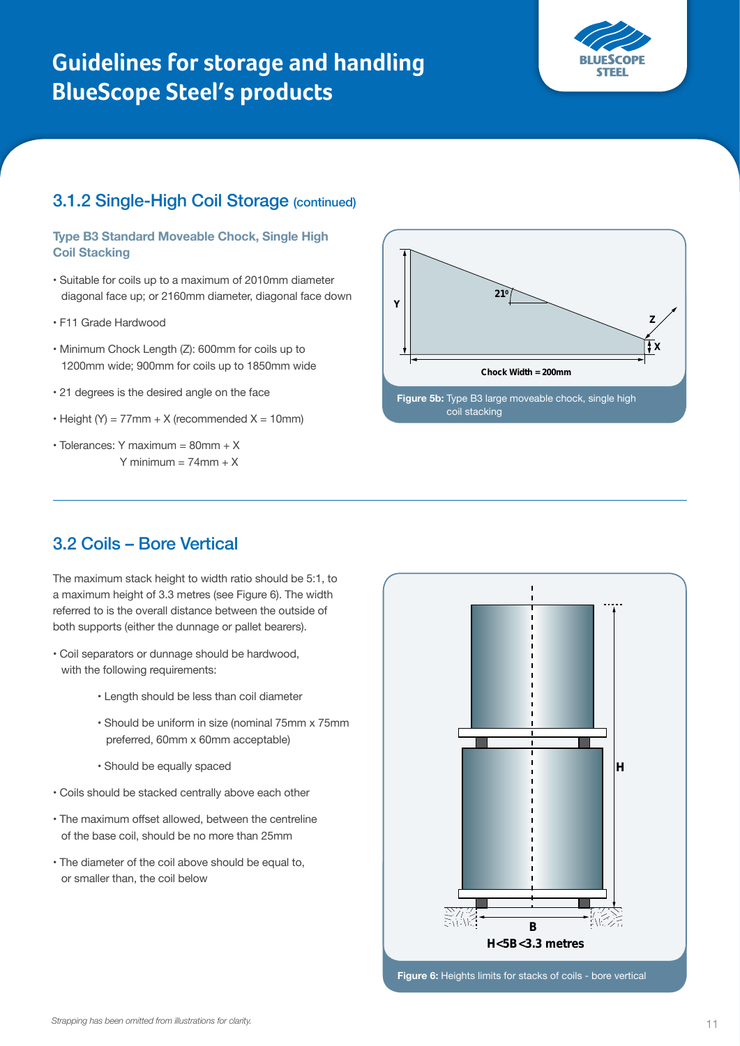# Guidelines for storage and handling BlueScope Steel's products

## 3.1.2 Single-High Coil Storage (continued)

### Type B3 Standard Moveable Chock, Single High Coil Stacking

- Suitable for coils up to a maximum of 2010mm diameter diagonal face up; or 2160mm diameter, diagonal face down
- F11 Grade Hardwood
- Minimum Chock Length (Z): 600mm for coils up to 1200mm wide; 900mm for coils up to 1850mm wide
- 21 degrees is the desired angle on the face
- Height (Y) = 77mm + X (recommended X = 10mm)
- Tolerances: Y maximum = 80mm + X
  Y minimum = 74mm + X

Y

21⁰

Z

X

Chock Width = 200mm

**Figure 5b:** Type B3 large moveable chock, single high coil stacking

## 3.2 Coils – Bore Vertical

The maximum stack height to width ratio should be 5:1, to a maximum height of 3.3 metres (see Figure 6). The width referred to is the overall distance between the outside of both supports (either the dunnage or pallet bearers).

- Coil separators or dunnage should be hardwood, with the following requirements:
  - Length should be less than coil diameter
  - Should be uniform in size (nominal 75mm x 75mm preferred, 60mm x 60mm acceptable)
  - Should be equally spaced
- Coils should be stacked centrally above each other
- The maximum offset allowed, between the centreline of the base coil, should be no more than 25mm
- The diameter of the coil above should be equal to, or smaller than, the coil below

H

B

H<5B<3.3 metres

**Figure 6:** Heights limits for stacks of coils - bore vertical

*Strapping has been omitted from illustrations for clarity.*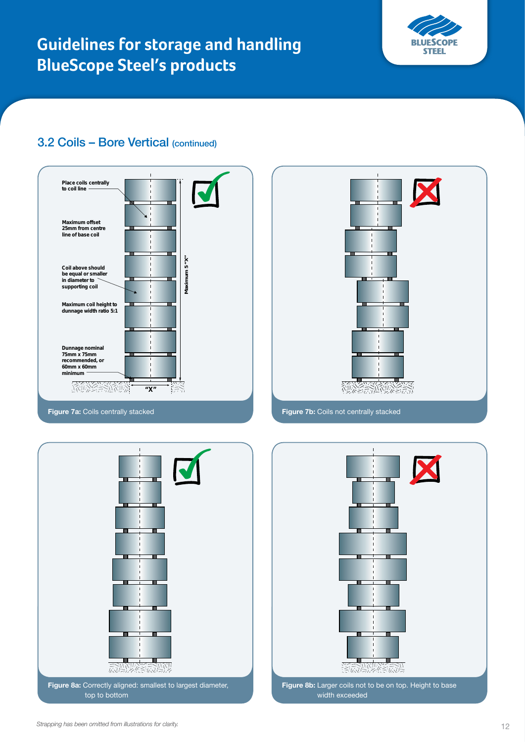## 3.2 Coils – Bore Vertical (continued)

Place coils centrally to coil line

Maximum offset 25mm from centre line of base coil

Coil above should be equal or smaller in diameter to supporting coil

Maximum coil height to dunnage width ratio 5:1

Dunnage nominal 75mm x 75mm recommended, or 60mm x 60mm minimum

Maximum 5 "X"

"X"

**Figure 7a:** Coils centrally stacked

**Figure 7b:** Coils not centrally stacked

**Figure 8a:** Correctly aligned: smallest to largest diameter, top to bottom

**Figure 8b:** Larger coils not to be on top. Height to base width exceeded

*Strapping has been omitted from illustrations for clarity.*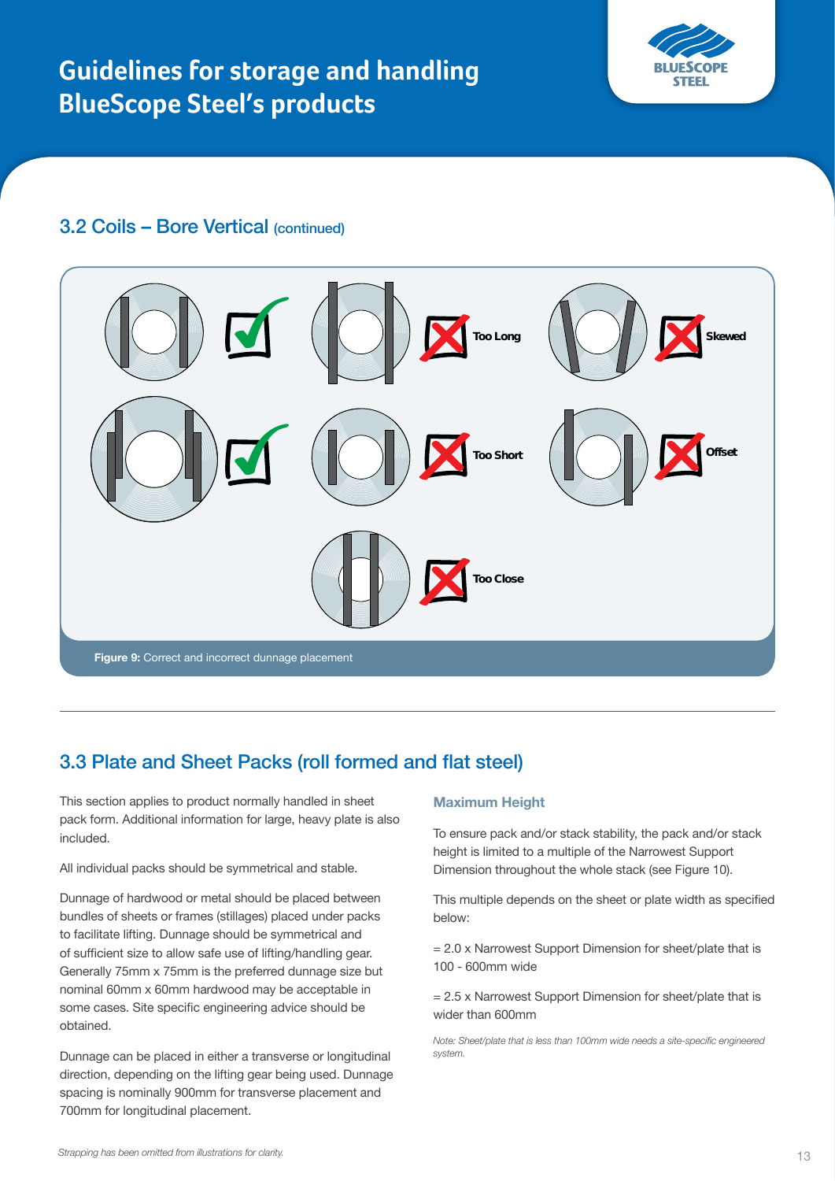# Guidelines for storage and handling BlueScope Steel's products

## 3.2 Coils – Bore Vertical (continued)

Too Long

Skewed

Too Short

Offset

Too Close

**Figure 9:** Correct and incorrect dunnage placement

## 3.3 Plate and Sheet Packs (roll formed and flat steel)

This section applies to product normally handled in sheet pack form. Additional information for large, heavy plate is also included.

All individual packs should be symmetrical and stable.

Dunnage of hardwood or metal should be placed between bundles of sheets or frames (stillages) placed under packs to facilitate lifting. Dunnage should be symmetrical and of sufficient size to allow safe use of lifting/handling gear. Generally 75mm x 75mm is the preferred dunnage size but nominal 60mm x 60mm hardwood may be acceptable in some cases. Site specific engineering advice should be obtained.

Dunnage can be placed in either a transverse or longitudinal direction, depending on the lifting gear being used. Dunnage spacing is nominally 900mm for transverse placement and 700mm for longitudinal placement.

### Maximum Height

To ensure pack and/or stack stability, the pack and/or stack height is limited to a multiple of the Narrowest Support Dimension throughout the whole stack (see Figure 10).

This multiple depends on the sheet or plate width as specified below:

= 2.0 x Narrowest Support Dimension for sheet/plate that is 100 - 600mm wide

= 2.5 x Narrowest Support Dimension for sheet/plate that is wider than 600mm

*Note: Sheet/plate that is less than 100mm wide needs a site-specific engineered system.*

*Strapping has been omitted from illustrations for clarity.*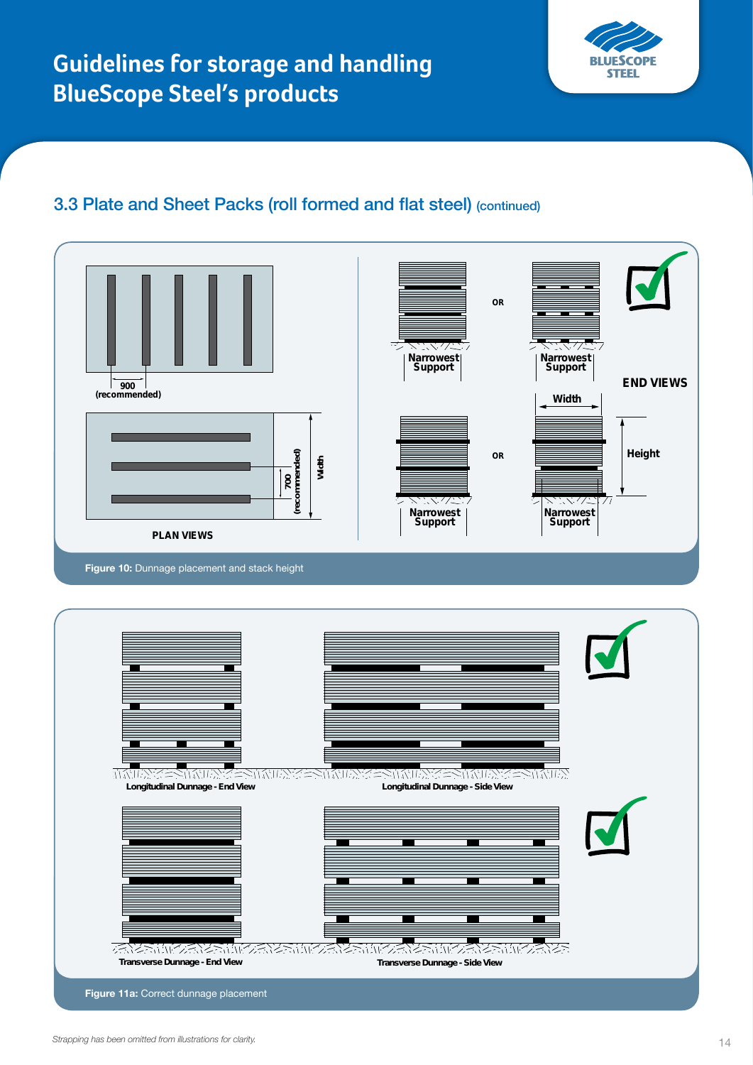## 3.3 Plate and Sheet Packs (roll formed and flat steel) (continued)

900 (recommended)

700 (recommended)

Width

PLAN VIEWS

OR

Narrowest Support

Narrowest Support

END VIEWS

Width

Height

OR

Narrowest Support

Narrowest Support

**Figure 10:** Dunnage placement and stack height

Longitudinal Dunnage - End View

Longitudinal Dunnage - Side View

Transverse Dunnage - End View

Transverse Dunnage - Side View

**Figure 11a:** Correct dunnage placement

*Strapping has been omitted from illustrations for clarity.*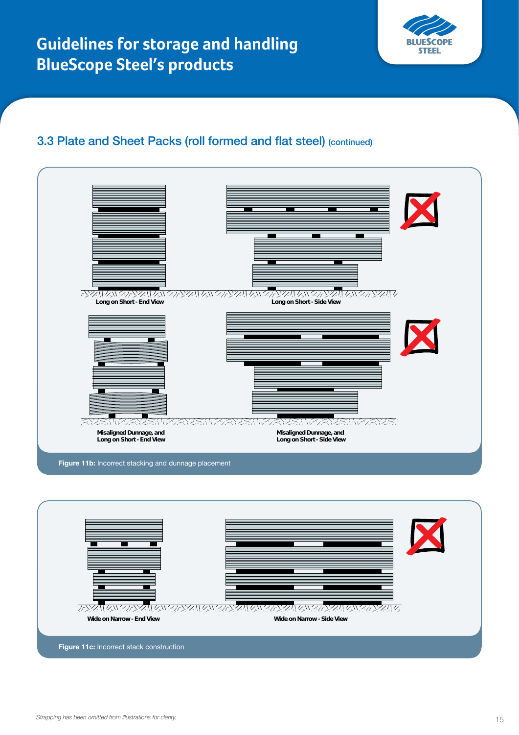## 3.3 Plate and Sheet Packs (roll formed and flat steel) (continued)

Long on Short - End View

Long on Short - Side View

Misaligned Dunnage, and
Long on Short - End View

Misaligned Dunnage, and
Long on Short - Side View

**Figure 11b:** Incorrect stacking and dunnage placement

Wide on Narrow - End View

Wide on Narrow - Side View

**Figure 11c:** Incorrect stack construction

*Strapping has been omitted from illustrations for clarity.*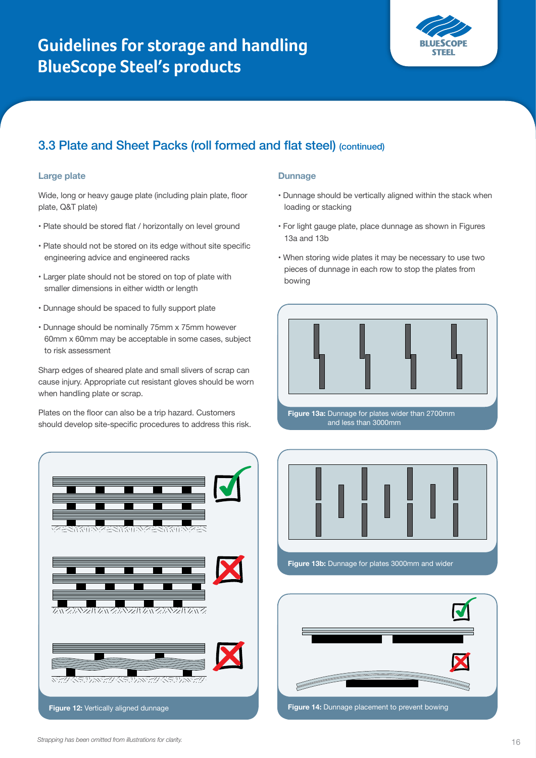## 3.3 Plate and Sheet Packs (roll formed and flat steel) (continued)

### Large plate

Wide, long or heavy gauge plate (including plain plate, floor plate, Q&T plate)

- Plate should be stored flat / horizontally on level ground
- Plate should not be stored on its edge without site specific engineering advice and engineered racks
- Larger plate should not be stored on top of plate with smaller dimensions in either width or length
- Dunnage should be spaced to fully support plate
- Dunnage should be nominally 75mm x 75mm however 60mm x 60mm may be acceptable in some cases, subject to risk assessment

Sharp edges of sheared plate and small slivers of scrap can cause injury. Appropriate cut resistant gloves should be worn when handling plate or scrap.

Plates on the floor can also be a trip hazard. Customers should develop site-specific procedures to address this risk.

**Figure 12:** Vertically aligned dunnage

### Dunnage

- Dunnage should be vertically aligned within the stack when loading or stacking
- For light gauge plate, place dunnage as shown in Figures 13a and 13b
- When storing wide plates it may be necessary to use two pieces of dunnage in each row to stop the plates from bowing

**Figure 13a:** Dunnage for plates wider than 2700mm and less than 3000mm

**Figure 13b:** Dunnage for plates 3000mm and wider

**Figure 14:** Dunnage placement to prevent bowing

*Strapping has been omitted from illustrations for clarity.*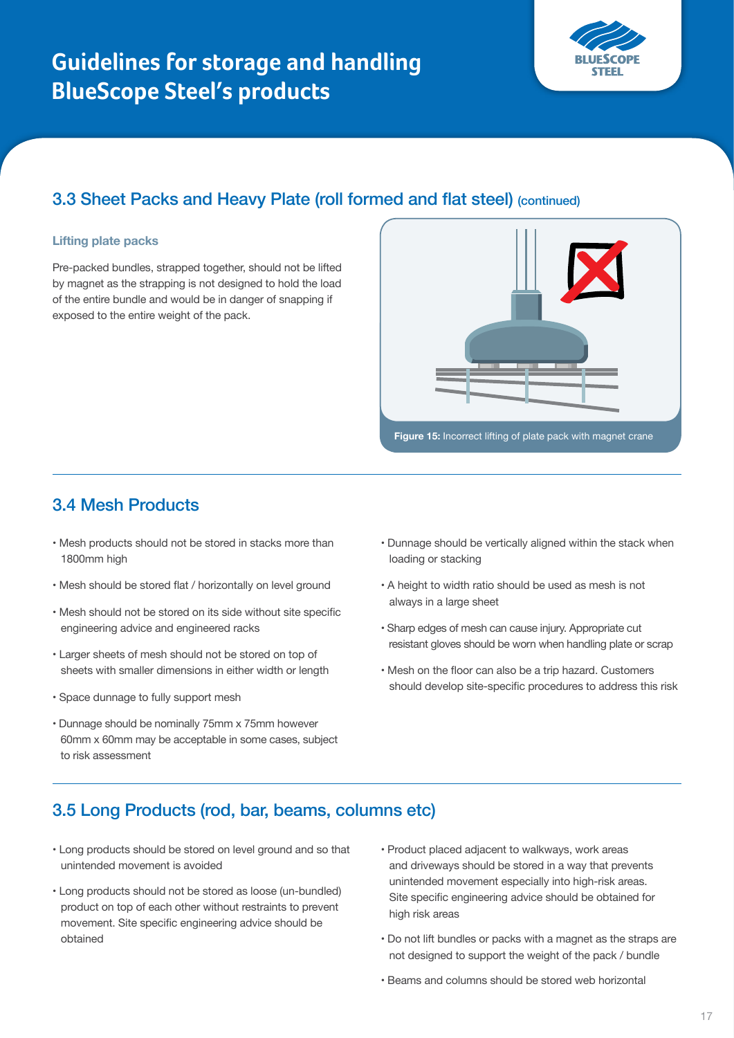## 3.3 Sheet Packs and Heavy Plate (roll formed and flat steel) (continued)

### Lifting plate packs

Pre-packed bundles, strapped together, should not be lifted by magnet as the strapping is not designed to hold the load of the entire bundle and would be in danger of snapping if exposed to the entire weight of the pack.

**Figure 15:** Incorrect lifting of plate pack with magnet crane

## 3.4 Mesh Products

- Mesh products should not be stored in stacks more than 1800mm high
- Mesh should be stored flat / horizontally on level ground
- Mesh should not be stored on its side without site specific engineering advice and engineered racks
- Larger sheets of mesh should not be stored on top of sheets with smaller dimensions in either width or length
- Space dunnage to fully support mesh
- Dunnage should be nominally 75mm x 75mm however 60mm x 60mm may be acceptable in some cases, subject to risk assessment
- Dunnage should be vertically aligned within the stack when loading or stacking
- A height to width ratio should be used as mesh is not always in a large sheet
- Sharp edges of mesh can cause injury. Appropriate cut resistant gloves should be worn when handling plate or scrap
- Mesh on the floor can also be a trip hazard. Customers should develop site-specific procedures to address this risk

## 3.5 Long Products (rod, bar, beams, columns etc)

- Long products should be stored on level ground and so that unintended movement is avoided
- Long products should not be stored as loose (un-bundled) product on top of each other without restraints to prevent movement. Site specific engineering advice should be obtained
- Product placed adjacent to walkways, work areas and driveways should be stored in a way that prevents unintended movement especially into high-risk areas. Site specific engineering advice should be obtained for high risk areas
- Do not lift bundles or packs with a magnet as the straps are not designed to support the weight of the pack / bundle
- Beams and columns should be stored web horizontal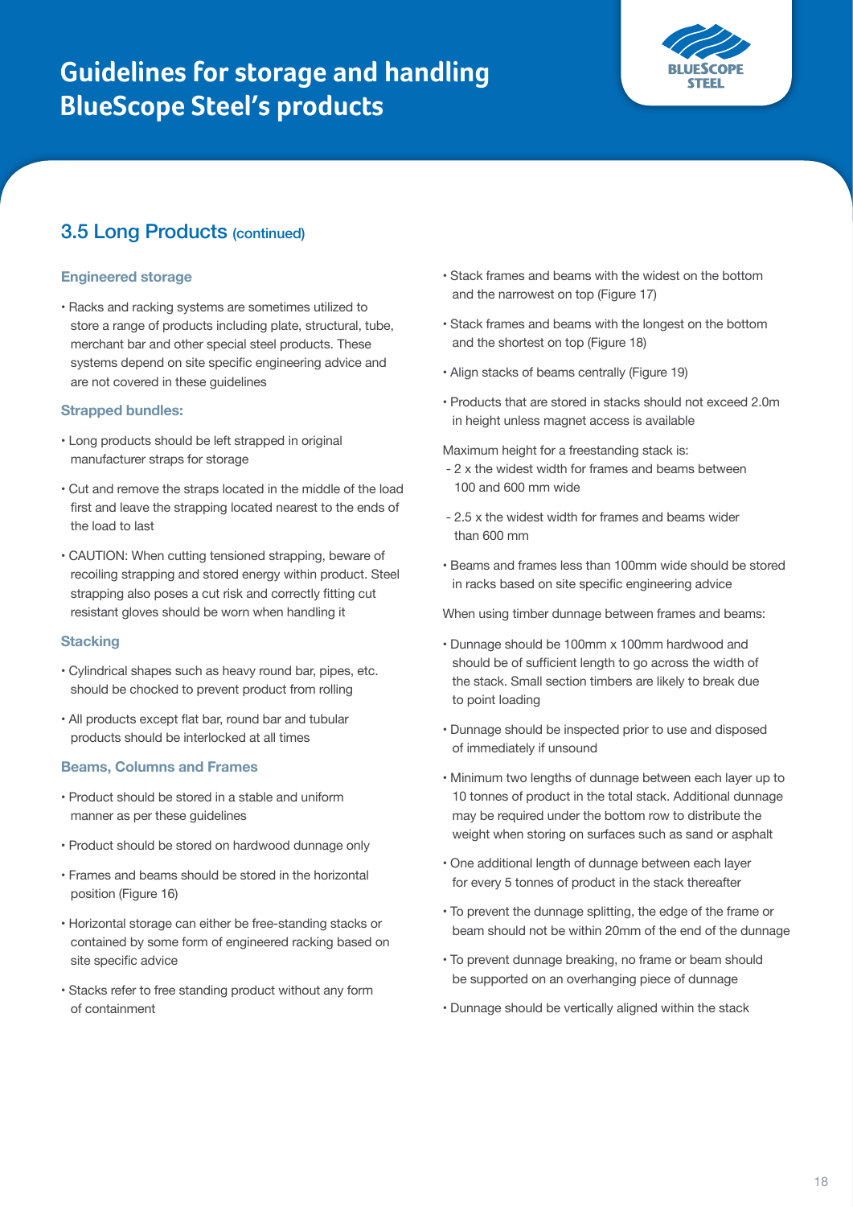# Guidelines for storage and handling BlueScope Steel's products

## 3.5 Long Products (continued)

### Engineered storage

- Racks and racking systems are sometimes utilized to store a range of products including plate, structural, tube, merchant bar and other special steel products. These systems depend on site specific engineering advice and are not covered in these guidelines

### Strapped bundles:

- Long products should be left strapped in original manufacturer straps for storage
- Cut and remove the straps located in the middle of the load first and leave the strapping located nearest to the ends of the load to last
- CAUTION: When cutting tensioned strapping, beware of recoiling strapping and stored energy within product. Steel strapping also poses a cut risk and correctly fitting cut resistant gloves should be worn when handling it

### Stacking

- Cylindrical shapes such as heavy round bar, pipes, etc. should be chocked to prevent product from rolling
- All products except flat bar, round bar and tubular products should be interlocked at all times

### Beams, Columns and Frames

- Product should be stored in a stable and uniform manner as per these guidelines
- Product should be stored on hardwood dunnage only
- Frames and beams should be stored in the horizontal position (Figure 16)
- Horizontal storage can either be free-standing stacks or contained by some form of engineered racking based on site specific advice
- Stacks refer to free standing product without any form of containment
- Stack frames and beams with the widest on the bottom and the narrowest on top (Figure 17)
- Stack frames and beams with the longest on the bottom and the shortest on top (Figure 18)
- Align stacks of beams centrally (Figure 19)
- Products that are stored in stacks should not exceed 2.0m in height unless magnet access is available

Maximum height for a freestanding stack is:

- 2 x the widest width for frames and beams between 100 and 600 mm wide
- 2.5 x the widest width for frames and beams wider than 600 mm

- Beams and frames less than 100mm wide should be stored in racks based on site specific engineering advice

When using timber dunnage between frames and beams:

- Dunnage should be 100mm x 100mm hardwood and should be of sufficient length to go across the width of the stack. Small section timbers are likely to break due to point loading
- Dunnage should be inspected prior to use and disposed of immediately if unsound
- Minimum two lengths of dunnage between each layer up to 10 tonnes of product in the total stack. Additional dunnage may be required under the bottom row to distribute the weight when storing on surfaces such as sand or asphalt
- One additional length of dunnage between each layer for every 5 tonnes of product in the stack thereafter
- To prevent the dunnage splitting, the edge of the frame or beam should not be within 20mm of the end of the dunnage
- To prevent dunnage breaking, no frame or beam should be supported on an overhanging piece of dunnage
- Dunnage should be vertically aligned within the stack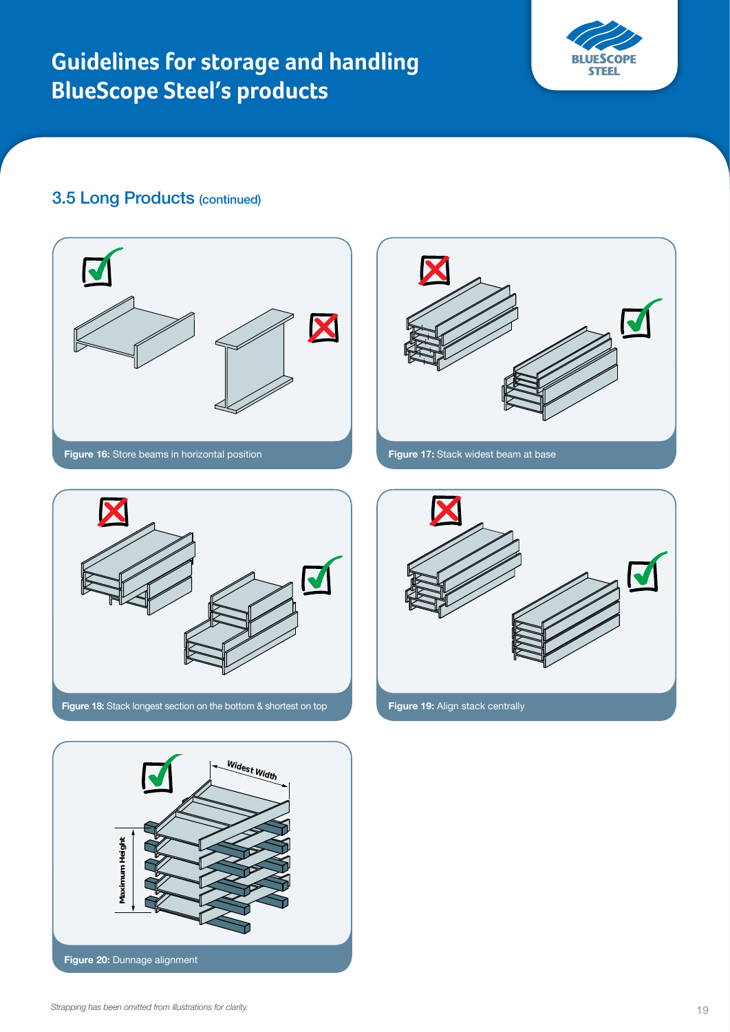## 3.5 Long Products (continued)

**Figure 16:** Store beams in horizontal position

**Figure 17:** Stack widest beam at base

**Figure 18:** Stack longest section on the bottom & shortest on top

**Figure 19:** Align stack centrally

Widest Width

Maximum Height

**Figure 20:** Dunnage alignment

*Strapping has been omitted from illustrations for clarity.*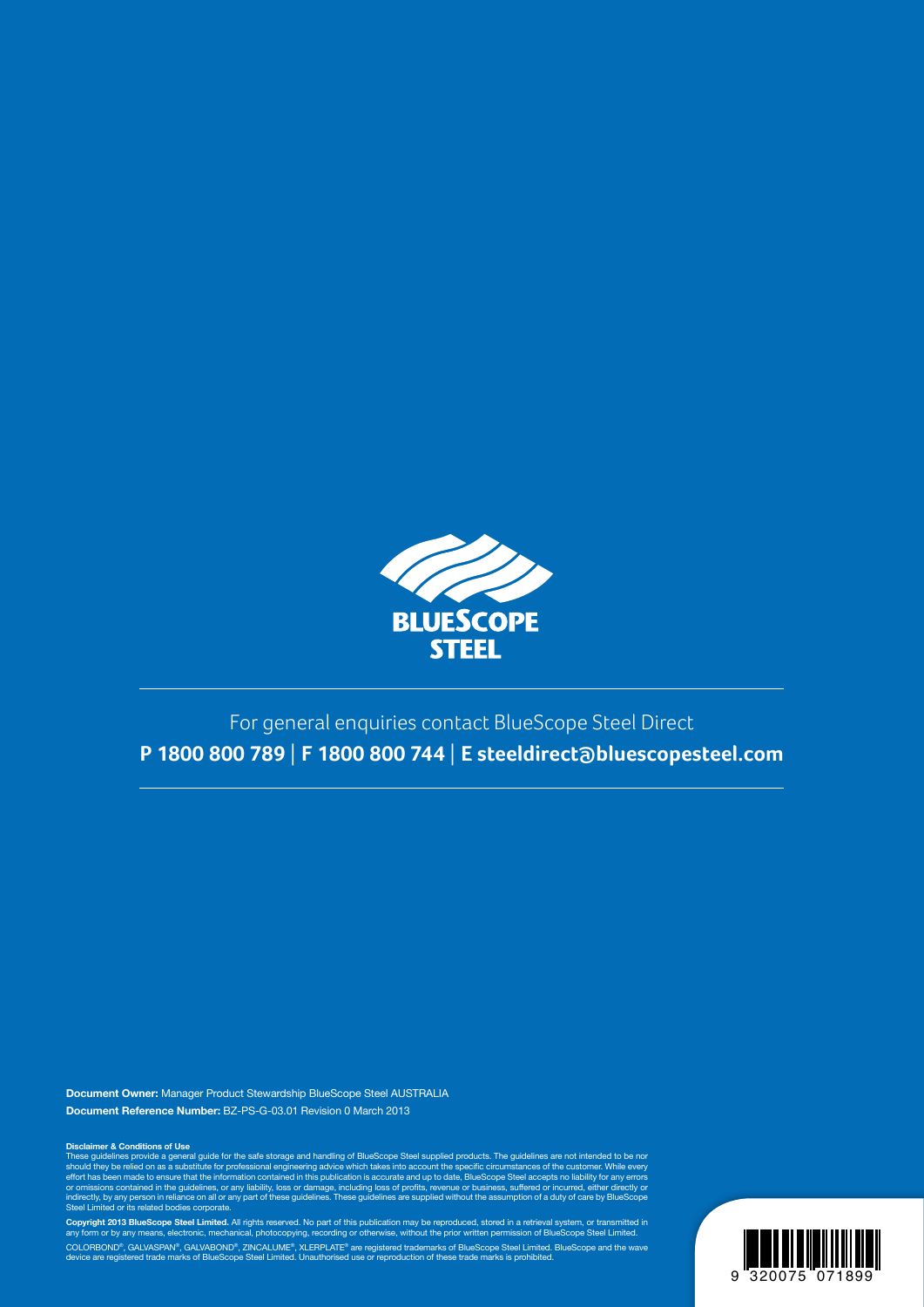BLUESCOPE STEEL

For general enquiries contact BlueScope Steel Direct

**P 1800 800 789** | **F 1800 800 744** | **E steeldirect@bluescopesteel.com**

**Document Owner:** Manager Product Stewardship BlueScope Steel AUSTRALIA

**Document Reference Number:** BZ-PS-G-03.01 Revision 0 March 2013

**Disclaimer & Conditions of Use**

These guidelines provide a general guide for the safe storage and handling of BlueScope Steel supplied products. The guidelines are not intended to be nor should they be relied on as a substitute for professional engineering advice which takes into account the specific circumstances of the customer. While every effort has been made to ensure that the information contained in this publication is accurate and up to date, BlueScope Steel accepts no liability for any errors or omissions contained in the guidelines, or any liability, loss or damage, including loss of profits, revenue or business, suffered or incurred, either directly or indirectly, by any person in reliance on all or any part of these guidelines. These guidelines are supplied without the assumption of a duty of care by BlueScope Steel Limited or its related bodies corporate.

**Copyright 2013 BlueScope Steel Limited.** All rights reserved. No part of this publication may be reproduced, stored in a retrieval system, or transmitted in any form or by any means, electronic, mechanical, photocopying, recording or otherwise, without the prior written permission of BlueScope Steel Limited.

COLORBOND®, GALVASPAN®, GALVABOND®, ZINCALUME®, XLERPLATE® are registered trademarks of BlueScope Steel Limited. BlueScope and the wave device are registered trade marks of BlueScope Steel Limited. Unauthorised use or reproduction of these trade marks is prohibited.

9 320075 071899